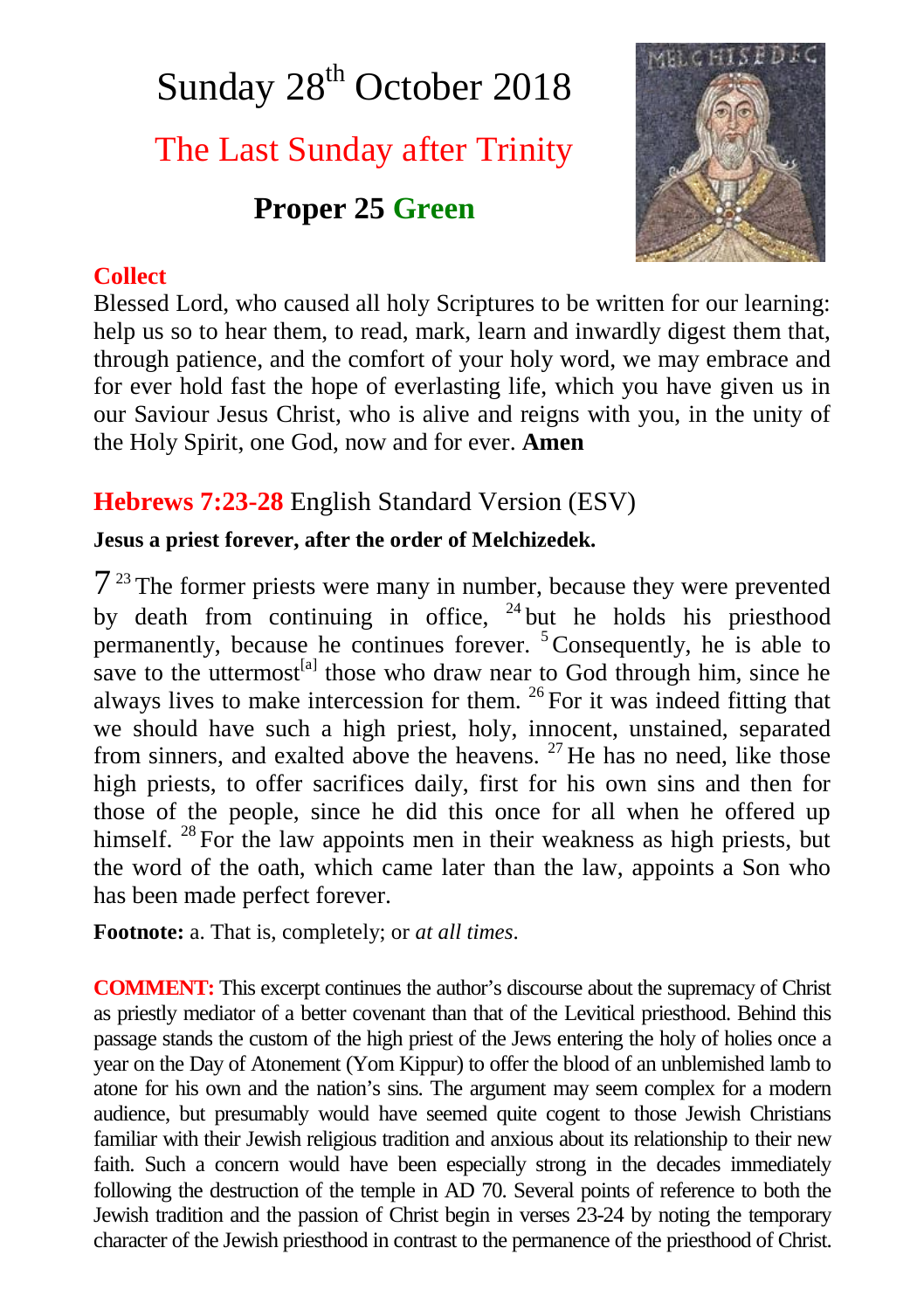# Sunday 28th October 2018

## The Last Sunday after Trinity

### Proper 25 Green

**Collect**

Blessed Lord, who caused all holy Scriptures to be written for our learning: help us so to hear them, to read, mark, learn and inwardly digest them that, through patience, and the comfort of your holy word, we may embrace and for ever hold fast the hope of everlasting life, which you have given us in our Saviour Jesus Christ, who is alive and reigns with you, in the unity of the Holy Spirit, one God, now and for ever. **Amen**

## Hebrews 7:23-28 English Standard Version (ESV)

**Jesus a priest forever, after the order of Melchizedek.**

7 [23] The former priests were many in number, because they were prevented by death from continuing in office, [24] but he holds his priesthood permanently, because he continues forever. [5] Consequently, he is able to save to the uttermost[a] those who draw near to God through him, since he always lives to make intercession for them. [26] For it was indeed fitting that we should have such a high priest, holy, innocent, unstained, separated from sinners, and exalted above the heavens. [27] He has no need, like those high priests, to offer sacrifices daily, first for his own sins and then for those of the people, since he did this once for all when he offered up himself. [28] For the law appoints men in their weakness as high priests, but the word of the oath, which came later than the law, appoints a Son who has been made perfect forever.

**Footnote:** a. That is, completely; or *at all times*.

**COMMENT:** This excerpt continues the author's discourse about the supremacy of Christ as priestly mediator of a better covenant than that of the Levitical priesthood. Behind this passage stands the custom of the high priest of the Jews entering the holy of holies once a year on the Day of Atonement (Yom Kippur) to offer the blood of an unblemished lamb to atone for his own and the nation's sins. The argument may seem complex for a modern audience, but presumably would have seemed quite cogent to those Jewish Christians familiar with their Jewish religious tradition and anxious about its relationship to their new faith. Such a concern would have been especially strong in the decades immediately following the destruction of the temple in AD 70. Several points of reference to both the Jewish tradition and the passion of Christ begin in verses 23-24 by noting the temporary character of the Jewish priesthood in contrast to the permanence of the priesthood of Christ.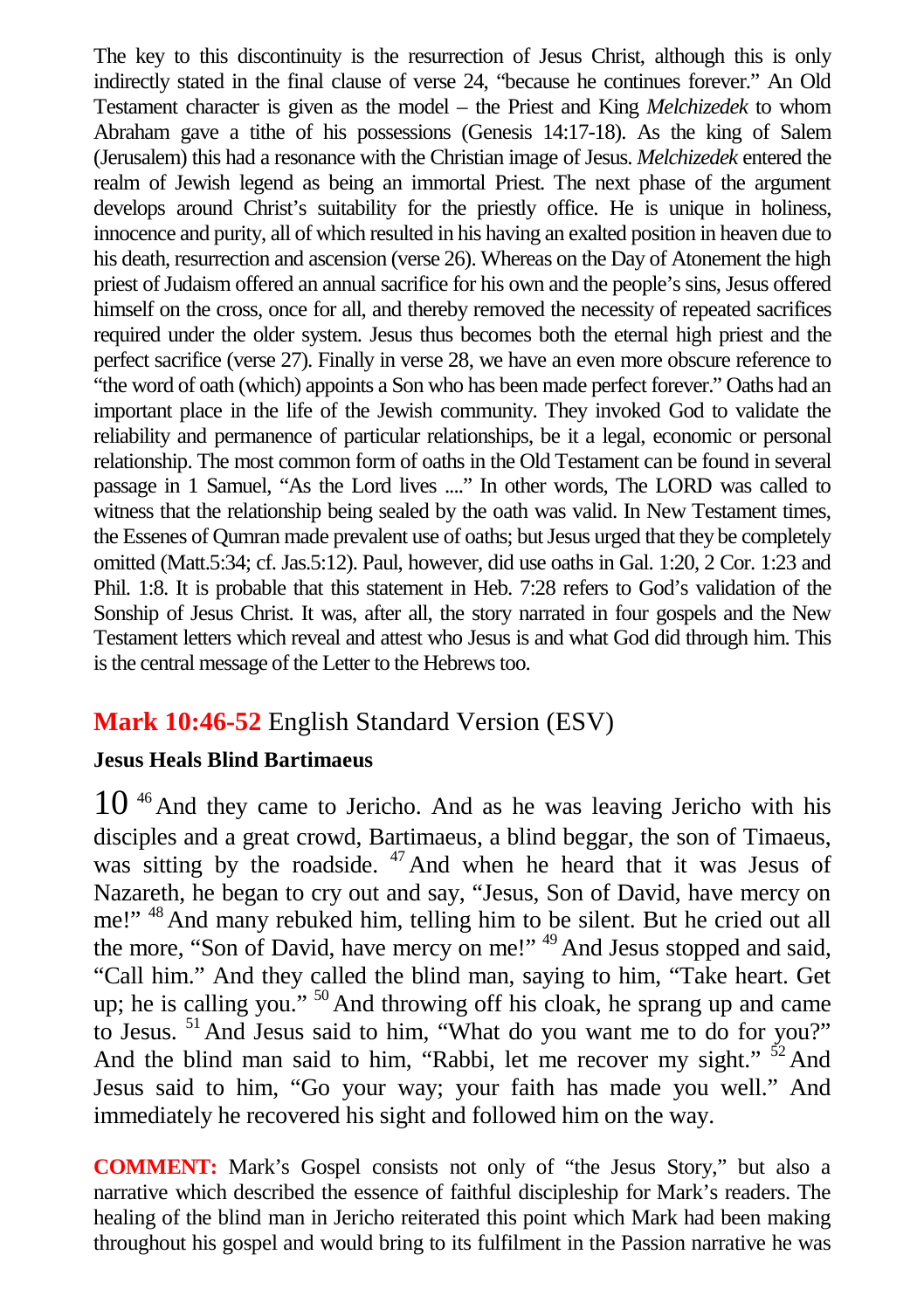The key to this discontinuity is the resurrection of Jesus Christ, although this is only indirectly stated in the final clause of verse 24, "because he continues forever." An Old Testament character is given as the model – the Priest and King *Melchizedek* to whom Abraham gave a tithe of his possessions (Genesis 14:17-18). As the king of Salem (Jerusalem) this had a resonance with the Christian image of Jesus. *Melchizedek* entered the realm of Jewish legend as being an immortal Priest. The next phase of the argument develops around Christ's suitability for the priestly office. He is unique in holiness, innocence and purity, all of which resulted in his having an exalted position in heaven due to his death, resurrection and ascension (verse 26). Whereas on the Day of Atonement the high priest of Judaism offered an annual sacrifice for his own and the people's sins, Jesus offered himself on the cross, once for all, and thereby removed the necessity of repeated sacrifices required under the older system. Jesus thus becomes both the eternal high priest and the perfect sacrifice (verse 27). Finally in verse 28, we have an even more obscure reference to "the word of oath (which) appoints a Son who has been made perfect forever." Oaths had an important place in the life of the Jewish community. They invoked God to validate the reliability and permanence of particular relationships, be it a legal, economic or personal relationship. The most common form of oaths in the Old Testament can be found in several passage in 1 Samuel, "As the Lord lives ...." In other words, The LORD was called to witness that the relationship being sealed by the oath was valid. In New Testament times, the Essenes of Qumran made prevalent use of oaths; but Jesus urged that they be completely omitted (Matt.5:34; cf. Jas.5:12). Paul, however, did use oaths in Gal. 1:20, 2 Cor. 1:23 and Phil. 1:8. It is probable that this statement in Heb. 7:28 refers to God's validation of the Sonship of Jesus Christ. It was, after all, the story narrated in four gospels and the New Testament letters which reveal and attest who Jesus is and what God did through him. This is the central message of the Letter to the Hebrews too.

## **Mark 10:46-52** English Standard Version (ESV)

**Jesus Heals Blind Bartimaeus**

10 [46] And they came to Jericho. And as he was leaving Jericho with his disciples and a great crowd, Bartimaeus, a blind beggar, the son of Timaeus, was sitting by the roadside. [47] And when he heard that it was Jesus of Nazareth, he began to cry out and say, "Jesus, Son of David, have mercy on me!" [48] And many rebuked him, telling him to be silent. But he cried out all the more, "Son of David, have mercy on me!" [49] And Jesus stopped and said, "Call him." And they called the blind man, saying to him, "Take heart. Get up; he is calling you." [50] And throwing off his cloak, he sprang up and came to Jesus. [51] And Jesus said to him, "What do you want me to do for you?" And the blind man said to him, "Rabbi, let me recover my sight." [52] And Jesus said to him, "Go your way; your faith has made you well." And immediately he recovered his sight and followed him on the way.

**COMMENT:** Mark's Gospel consists not only of "the Jesus Story," but also a narrative which described the essence of faithful discipleship for Mark's readers. The healing of the blind man in Jericho reiterated this point which Mark had been making throughout his gospel and would bring to its fulfilment in the Passion narrative he was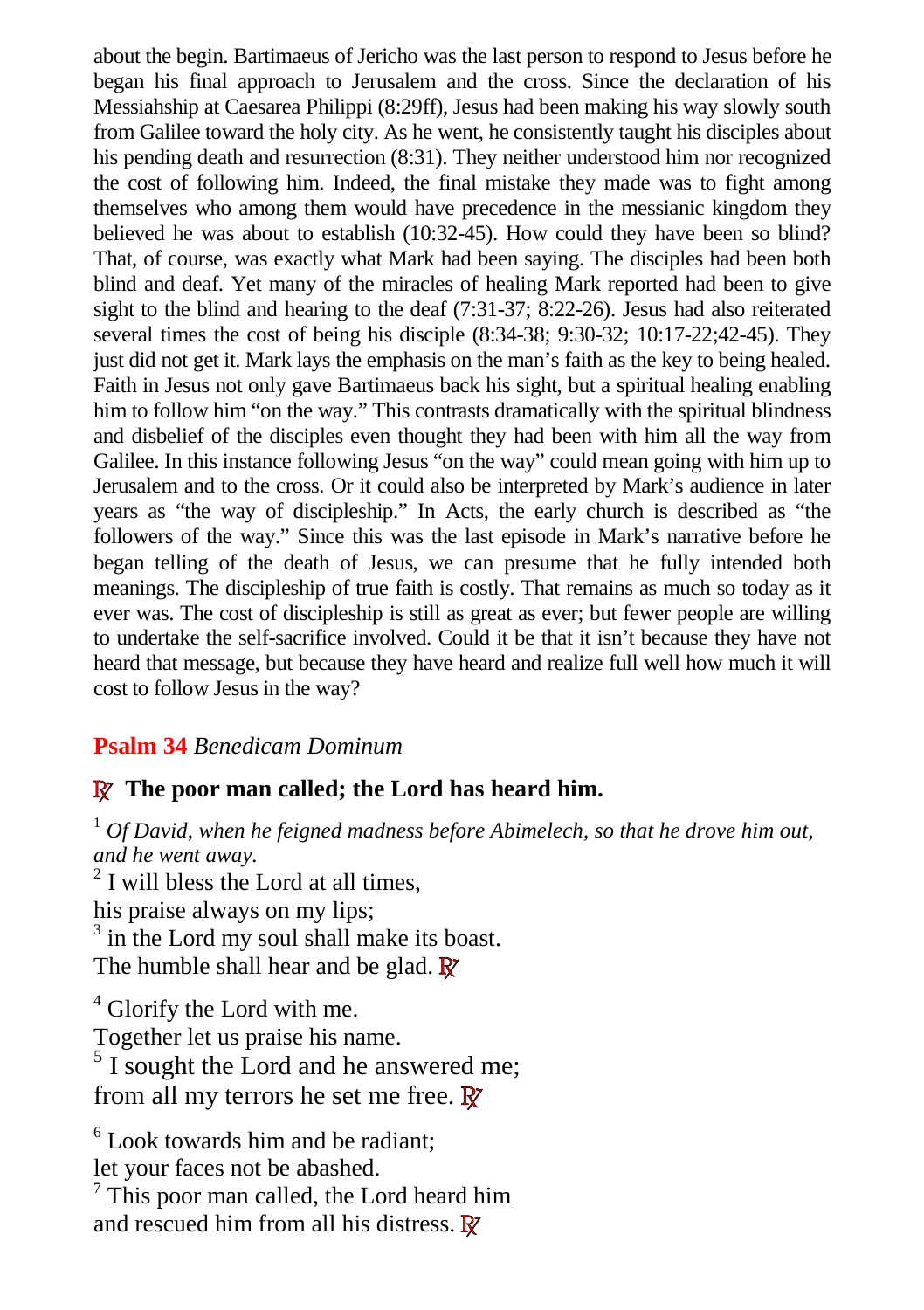about the begin. Bartimaeus of Jericho was the last person to respond to Jesus before he began his final approach to Jerusalem and the cross. Since the declaration of his Messiahship at Caesarea Philippi (8:29ff), Jesus had been making his way slowly south from Galilee toward the holy city. As he went, he consistently taught his disciples about his pending death and resurrection (8:31). They neither understood him nor recognized the cost of following him. Indeed, the final mistake they made was to fight among themselves who among them would have precedence in the messianic kingdom they believed he was about to establish (10:32-45). How could they have been so blind? That, of course, was exactly what Mark had been saying. The disciples had been both blind and deaf. Yet many of the miracles of healing Mark reported had been to give sight to the blind and hearing to the deaf (7:31-37; 8:22-26). Jesus had also reiterated several times the cost of being his disciple (8:34-38; 9:30-32; 10:17-22;42-45). They just did not get it. Mark lays the emphasis on the man's faith as the key to being healed. Faith in Jesus not only gave Bartimaeus back his sight, but a spiritual healing enabling him to follow him "on the way." This contrasts dramatically with the spiritual blindness and disbelief of the disciples even thought they had been with him all the way from Galilee. In this instance following Jesus "on the way" could mean going with him up to Jerusalem and to the cross. Or it could also be interpreted by Mark's audience in later years as "the way of discipleship." In Acts, the early church is described as "the followers of the way." Since this was the last episode in Mark's narrative before he began telling of the death of Jesus, we can presume that he fully intended both meanings. The discipleship of true faith is costly. That remains as much so today as it ever was. The cost of discipleship is still as great as ever; but fewer people are willing to undertake the self-sacrifice involved. Could it be that it isn't because they have not heard that message, but because they have heard and realize full well how much it will cost to follow Jesus in the way?

## **Psalm 34** *Benedicam Dominum*

**℟ The poor man called; the Lord has heard him.**

[1] *Of David, when he feigned madness before Abimelech, so that he drove him out, and he went away.*
[2] I will bless the Lord at all times,
his praise always on my lips;
[3] in the Lord my soul shall make its boast.
The humble shall hear and be glad. ℟

[4] Glorify the Lord with me.
Together let us praise his name.
[5] I sought the Lord and he answered me;
from all my terrors he set me free. ℟

[6] Look towards him and be radiant;
let your faces not be abashed.
[7] This poor man called, the Lord heard him
and rescued him from all his distress. ℟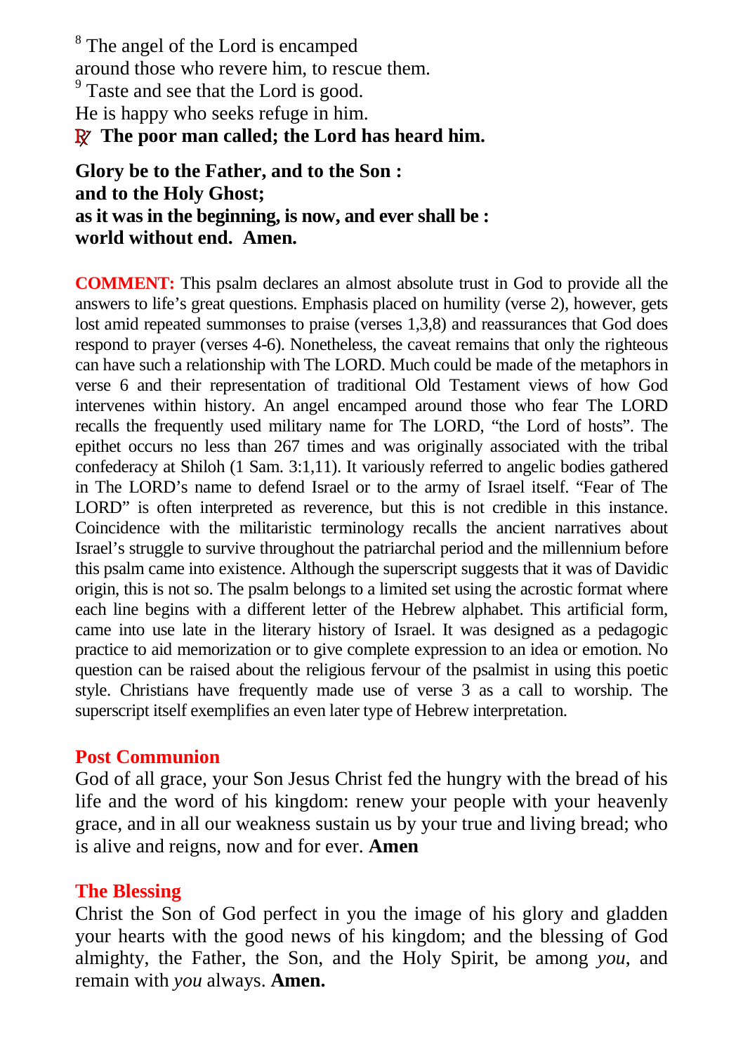[8] The angel of the Lord is encamped
around those who revere him, to rescue them.
[9] Taste and see that the Lord is good.
He is happy who seeks refuge in him.
℟ **The poor man called; the Lord has heard him.**

**Glory be to the Father, and to the Son :**
**and to the Holy Ghost;**
**as it was in the beginning, is now, and ever shall be :**
**world without end. Amen.**

**COMMENT:** This psalm declares an almost absolute trust in God to provide all the answers to life's great questions. Emphasis placed on humility (verse 2), however, gets lost amid repeated summonses to praise (verses 1,3,8) and reassurances that God does respond to prayer (verses 4-6). Nonetheless, the caveat remains that only the righteous can have such a relationship with The LORD. Much could be made of the metaphors in verse 6 and their representation of traditional Old Testament views of how God intervenes within history. An angel encamped around those who fear The LORD recalls the frequently used military name for The LORD, "the Lord of hosts". The epithet occurs no less than 267 times and was originally associated with the tribal confederacy at Shiloh (1 Sam. 3:1,11). It variously referred to angelic bodies gathered in The LORD's name to defend Israel or to the army of Israel itself. "Fear of The LORD" is often interpreted as reverence, but this is not credible in this instance. Coincidence with the militaristic terminology recalls the ancient narratives about Israel's struggle to survive throughout the patriarchal period and the millennium before this psalm came into existence. Although the superscript suggests that it was of Davidic origin, this is not so. The psalm belongs to a limited set using the acrostic format where each line begins with a different letter of the Hebrew alphabet. This artificial form, came into use late in the literary history of Israel. It was designed as a pedagogic practice to aid memorization or to give complete expression to an idea or emotion. No question can be raised about the religious fervour of the psalmist in using this poetic style. Christians have frequently made use of verse 3 as a call to worship. The superscript itself exemplifies an even later type of Hebrew interpretation.

## Post Communion

God of all grace, your Son Jesus Christ fed the hungry with the bread of his life and the word of his kingdom: renew your people with your heavenly grace, and in all our weakness sustain us by your true and living bread; who is alive and reigns, now and for ever. **Amen**

## The Blessing

Christ the Son of God perfect in you the image of his glory and gladden your hearts with the good news of his kingdom; and the blessing of God almighty, the Father, the Son, and the Holy Spirit, be among *you*, and remain with *you* always. **Amen.**